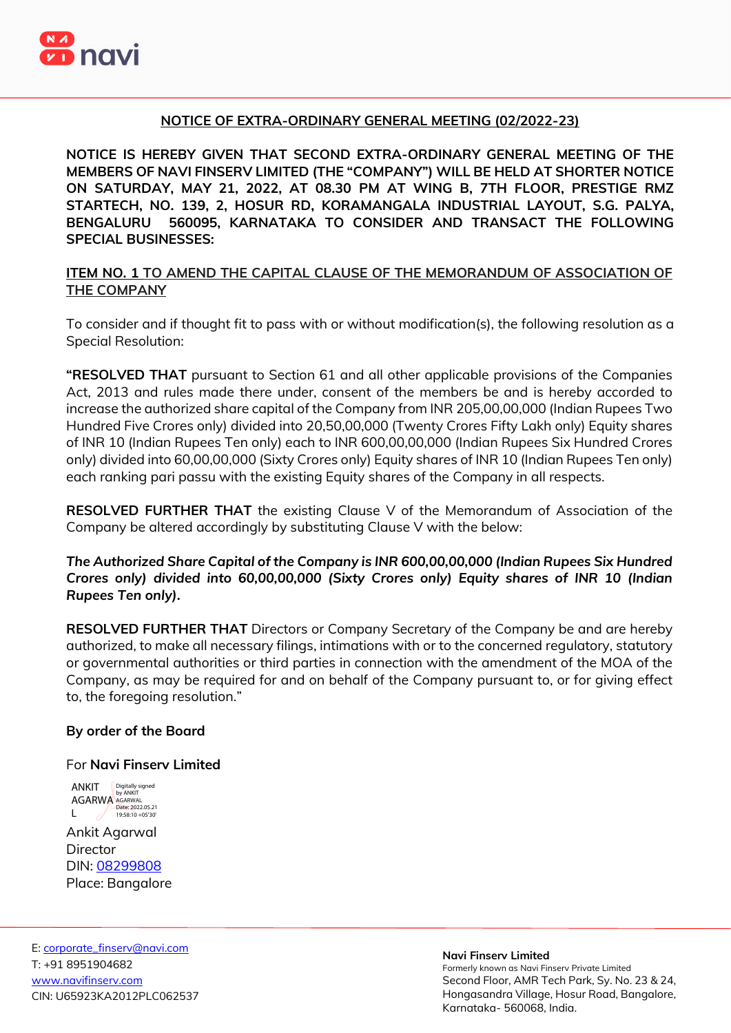## NOTICE OF EXTRA-ORDINARY GENERAL MEETING (02/2022-23)

**NOTICE IS HEREBY GIVEN THAT SECOND EXTRA-ORDINARY GENERAL MEETING OF THE MEMBERS OF NAVI FINSERV LIMITED (THE "COMPANY") WILL BE HELD AT SHORTER NOTICE ON SATURDAY, MAY 21, 2022, AT 08.30 PM AT WING B, 7TH FLOOR, PRESTIGE RMZ STARTECH, NO. 139, 2, HOSUR RD, KORAMANGALA INDUSTRIAL LAYOUT, S.G. PALYA, BENGALURU 560095, KARNATAKA TO CONSIDER AND TRANSACT THE FOLLOWING SPECIAL BUSINESSES:**

### ITEM NO. 1 TO AMEND THE CAPITAL CLAUSE OF THE MEMORANDUM OF ASSOCIATION OF THE COMPANY

To consider and if thought fit to pass with or without modification(s), the following resolution as a Special Resolution:

**"RESOLVED THAT** pursuant to Section 61 and all other applicable provisions of the Companies Act, 2013 and rules made there under, consent of the members be and is hereby accorded to increase the authorized share capital of the Company from INR 205,00,00,000 (Indian Rupees Two Hundred Five Crores only) divided into 20,50,00,000 (Twenty Crores Fifty Lakh only) Equity shares of INR 10 (Indian Rupees Ten only) each to INR 600,00,00,000 (Indian Rupees Six Hundred Crores only) divided into 60,00,00,000 (Sixty Crores only) Equity shares of INR 10 (Indian Rupees Ten only) each ranking pari passu with the existing Equity shares of the Company in all respects.

**RESOLVED FURTHER THAT** the existing Clause V of the Memorandum of Association of the Company be altered accordingly by substituting Clause V with the below:

***The Authorized Share Capital of the Company is INR 600,00,00,000 (Indian Rupees Six Hundred Crores only) divided into 60,00,00,000 (Sixty Crores only) Equity shares of INR 10 (Indian Rupees Ten only).***

**RESOLVED FURTHER THAT** Directors or Company Secretary of the Company be and are hereby authorized, to make all necessary filings, intimations with or to the concerned regulatory, statutory or governmental authorities or third parties in connection with the amendment of the MOA of the Company, as may be required for and on behalf of the Company pursuant to, or for giving effect to, the foregoing resolution."

**By order of the Board**

For **Navi Finserv Limited**

ANKIT AGARWAL
Digitally signed by ANKIT AGARWAL
Date: 2022.05.21 19:58:10 +05'30'

Ankit Agarwal
Director
DIN: 08299808
Place: Bangalore

E: corporate_finserv@navi.com
T: +91 8951904682
www.navifinserv.com
CIN: U65923KA2012PLC062537

**Navi Finserv Limited**
Formerly known as Navi Finserv Private Limited
Second Floor, AMR Tech Park, Sy. No. 23 & 24, Hongasandra Village, Hosur Road, Bangalore, Karnataka- 560068, India.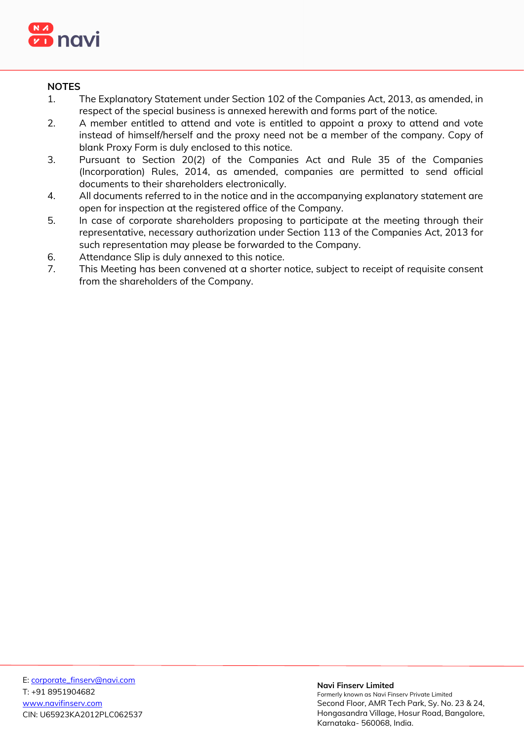**NOTES**

1. The Explanatory Statement under Section 102 of the Companies Act, 2013, as amended, in respect of the special business is annexed herewith and forms part of the notice.
2. A member entitled to attend and vote is entitled to appoint a proxy to attend and vote instead of himself/herself and the proxy need not be a member of the company. Copy of blank Proxy Form is duly enclosed to this notice.
3. Pursuant to Section 20(2) of the Companies Act and Rule 35 of the Companies (Incorporation) Rules, 2014, as amended, companies are permitted to send official documents to their shareholders electronically.
4. All documents referred to in the notice and in the accompanying explanatory statement are open for inspection at the registered office of the Company.
5. In case of corporate shareholders proposing to participate at the meeting through their representative, necessary authorization under Section 113 of the Companies Act, 2013 for such representation may please be forwarded to the Company.
6. Attendance Slip is duly annexed to this notice.
7. This Meeting has been convened at a shorter notice, subject to receipt of requisite consent from the shareholders of the Company.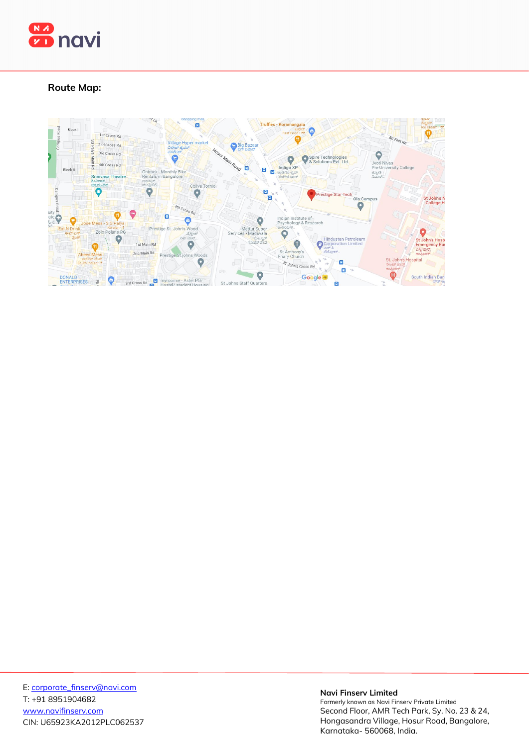**Route Map:**

E: corporate_finserv@navi.com
T: +91 8951904682
www.navifinserv.com
CIN: U65923KA2012PLC062537

**Navi Finserv Limited**
Formerly known as Navi Finserv Private Limited
Second Floor, AMR Tech Park, Sy. No. 23 & 24, Hongasandra Village, Hosur Road, Bangalore, Karnataka- 560068, India.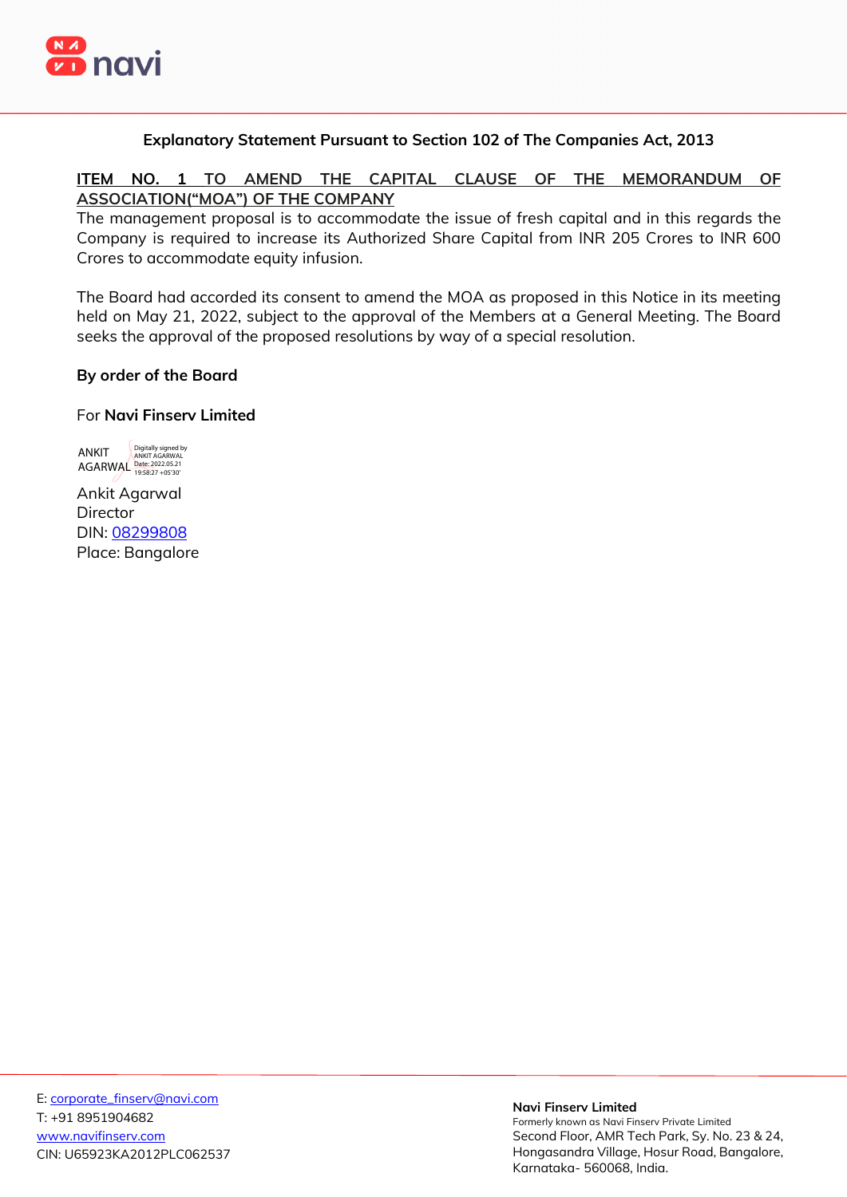**Explanatory Statement Pursuant to Section 102 of The Companies Act, 2013**

**ITEM NO. 1 TO AMEND THE CAPITAL CLAUSE OF THE MEMORANDUM OF ASSOCIATION("MOA") OF THE COMPANY**

The management proposal is to accommodate the issue of fresh capital and in this regards the Company is required to increase its Authorized Share Capital from INR 205 Crores to INR 600 Crores to accommodate equity infusion.

The Board had accorded its consent to amend the MOA as proposed in this Notice in its meeting held on May 21, 2022, subject to the approval of the Members at a General Meeting. The Board seeks the approval of the proposed resolutions by way of a special resolution.

**By order of the Board**

For **Navi Finserv Limited**

ANKIT AGARWAL Digitally signed by ANKIT AGARWAL Date: 2022.05.21 19:58:27 +05'30'

Ankit Agarwal
Director
DIN: 08299808
Place: Bangalore

E: corporate_finserv@navi.com
T: +91 8951904682
www.navifinserv.com
CIN: U65923KA2012PLC062537

**Navi Finserv Limited**
Formerly known as Navi Finserv Private Limited
Second Floor, AMR Tech Park, Sy. No. 23 & 24, Hongasandra Village, Hosur Road, Bangalore, Karnataka- 560068, India.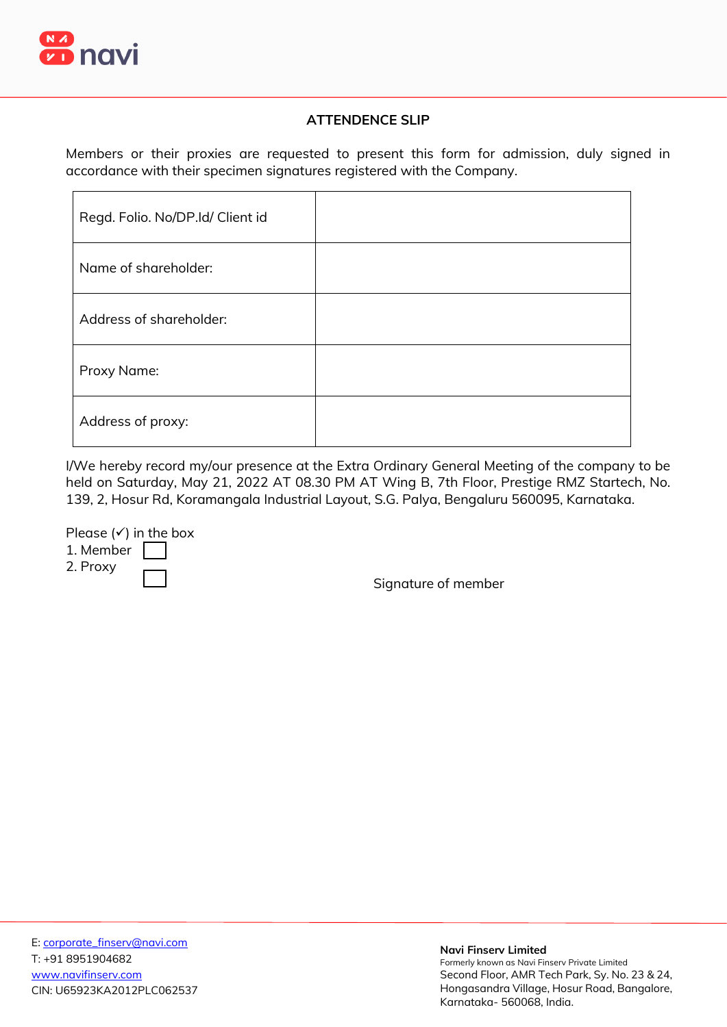## ATTENDENCE SLIP

Members or their proxies are requested to present this form for admission, duly signed in accordance with their specimen signatures registered with the Company.

| | |
|---|---|
| Regd. Folio. No/DP.Id/ Client id | |
| Name of shareholder: | |
| Address of shareholder: | |
| Proxy Name: | |
| Address of proxy: | |

I/We hereby record my/our presence at the Extra Ordinary General Meeting of the company to be held on Saturday, May 21, 2022 AT 08.30 PM AT Wing B, 7th Floor, Prestige RMZ Startech, No. 139, 2, Hosur Rd, Koramangala Industrial Layout, S.G. Palya, Bengaluru 560095, Karnataka.

Please (✓) in the box

1. Member ☐
2. Proxy ☐

Signature of member

E: corporate_finserv@navi.com
T: +91 8951904682
www.navifinserv.com
CIN: U65923KA2012PLC062537

**Navi Finserv Limited**
Formerly known as Navi Finserv Private Limited
Second Floor, AMR Tech Park, Sy. No. 23 & 24, Hongasandra Village, Hosur Road, Bangalore, Karnataka- 560068, India.